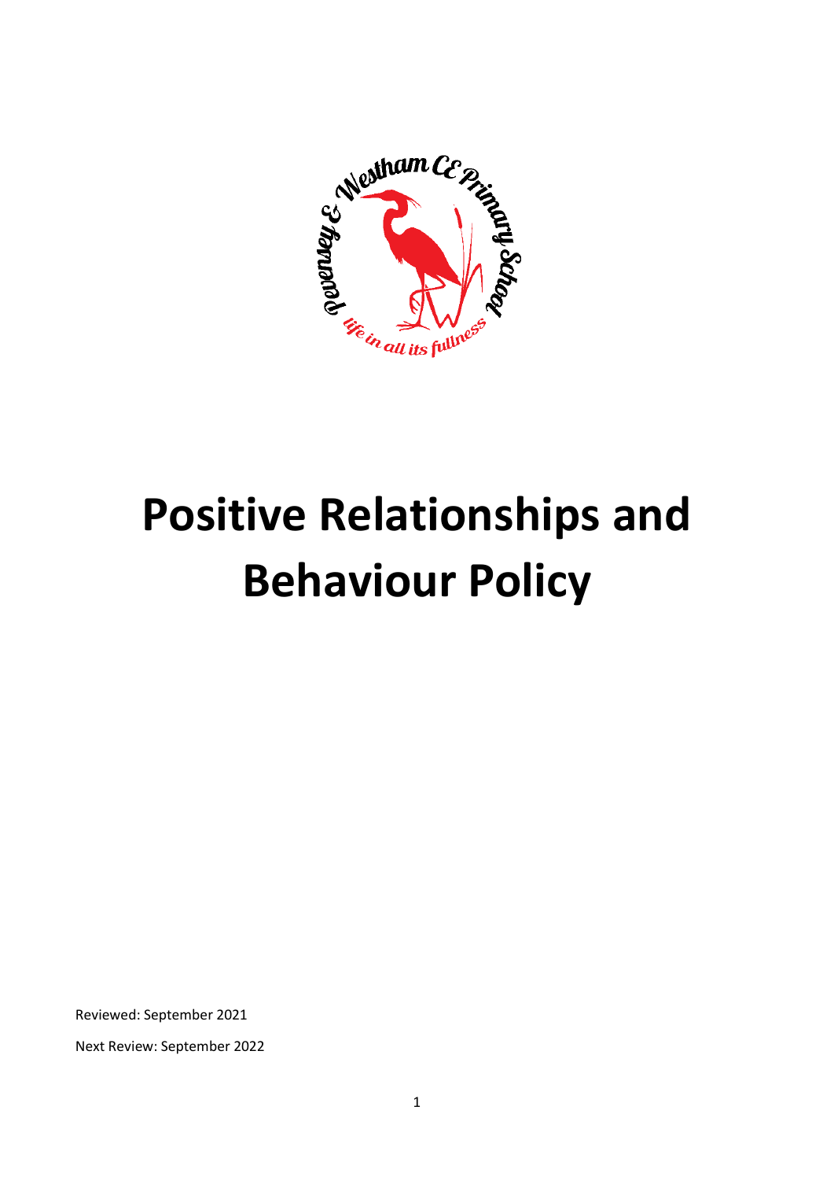# Positive Relationships and Behaviour Policy

Reviewed: September 2021

Next Review: September 2022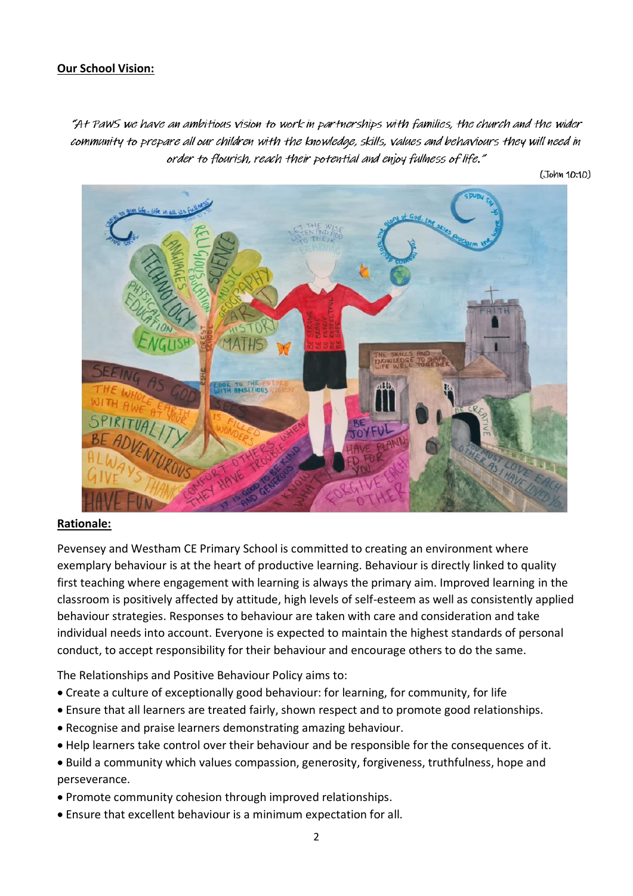**Our School Vision:**

*"At PaWS we have an ambitious vision to work in partnerships with families, the church and the wider community to prepare all our children with the knowledge, skills, values and behaviours they will need in order to flourish, reach their potential and enjoy fullness of life."*

(John 10:10)

**Rationale:**

Pevensey and Westham CE Primary School is committed to creating an environment where exemplary behaviour is at the heart of productive learning. Behaviour is directly linked to quality first teaching where engagement with learning is always the primary aim. Improved learning in the classroom is positively affected by attitude, high levels of self-esteem as well as consistently applied behaviour strategies. Responses to behaviour are taken with care and consideration and take individual needs into account. Everyone is expected to maintain the highest standards of personal conduct, to accept responsibility for their behaviour and encourage others to do the same.

The Relationships and Positive Behaviour Policy aims to:

- Create a culture of exceptionally good behaviour: for learning, for community, for life
- Ensure that all learners are treated fairly, shown respect and to promote good relationships.
- Recognise and praise learners demonstrating amazing behaviour.
- Help learners take control over their behaviour and be responsible for the consequences of it.
- Build a community which values compassion, generosity, forgiveness, truthfulness, hope and perseverance.
- Promote community cohesion through improved relationships.
- Ensure that excellent behaviour is a minimum expectation for all.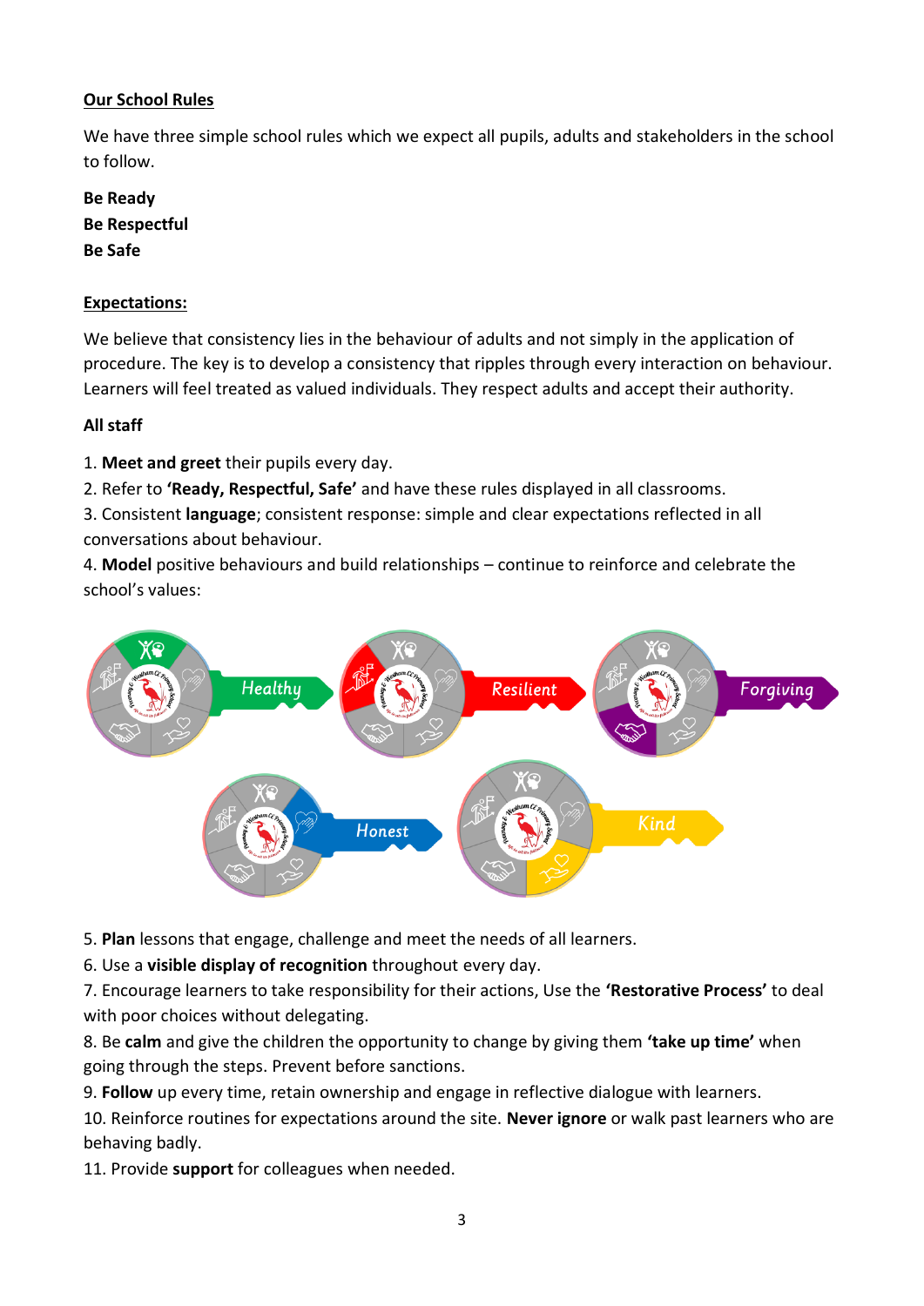## Our School Rules

We have three simple school rules which we expect all pupils, adults and stakeholders in the school to follow.

**Be Ready**
**Be Respectful**
**Be Safe**

## Expectations:

We believe that consistency lies in the behaviour of adults and not simply in the application of procedure. The key is to develop a consistency that ripples through every interaction on behaviour. Learners will feel treated as valued individuals. They respect adults and accept their authority.

**All staff**

1. **Meet and greet** their pupils every day.
2. Refer to **'Ready, Respectful, Safe'** and have these rules displayed in all classrooms.
3. Consistent **language**; consistent response: simple and clear expectations reflected in all conversations about behaviour.
4. **Model** positive behaviours and build relationships – continue to reinforce and celebrate the school's values:

Healthy Resilient Forgiving Honest Kind

5. **Plan** lessons that engage, challenge and meet the needs of all learners.
6. Use a **visible display of recognition** throughout every day.
7. Encourage learners to take responsibility for their actions, Use the **'Restorative Process'** to deal with poor choices without delegating.
8. Be **calm** and give the children the opportunity to change by giving them **'take up time'** when going through the steps. Prevent before sanctions.
9. **Follow** up every time, retain ownership and engage in reflective dialogue with learners.
10. Reinforce routines for expectations around the site. **Never ignore** or walk past learners who are behaving badly.
11. Provide **support** for colleagues when needed.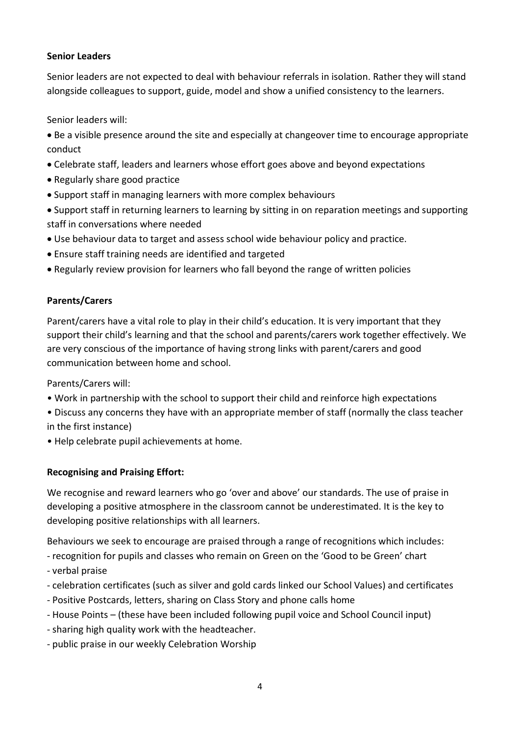**Senior Leaders**

Senior leaders are not expected to deal with behaviour referrals in isolation. Rather they will stand alongside colleagues to support, guide, model and show a unified consistency to the learners.

Senior leaders will:

- Be a visible presence around the site and especially at changeover time to encourage appropriate conduct
- Celebrate staff, leaders and learners whose effort goes above and beyond expectations
- Regularly share good practice
- Support staff in managing learners with more complex behaviours
- Support staff in returning learners to learning by sitting in on reparation meetings and supporting staff in conversations where needed
- Use behaviour data to target and assess school wide behaviour policy and practice.
- Ensure staff training needs are identified and targeted
- Regularly review provision for learners who fall beyond the range of written policies

**Parents/Carers**

Parent/carers have a vital role to play in their child's education. It is very important that they support their child's learning and that the school and parents/carers work together effectively. We are very conscious of the importance of having strong links with parent/carers and good communication between home and school.

Parents/Carers will:

- Work in partnership with the school to support their child and reinforce high expectations
- Discuss any concerns they have with an appropriate member of staff (normally the class teacher in the first instance)
- Help celebrate pupil achievements at home.

**Recognising and Praising Effort:**

We recognise and reward learners who go 'over and above' our standards. The use of praise in developing a positive atmosphere in the classroom cannot be underestimated. It is the key to developing positive relationships with all learners.

Behaviours we seek to encourage are praised through a range of recognitions which includes:

- recognition for pupils and classes who remain on Green on the 'Good to be Green' chart
- verbal praise
- celebration certificates (such as silver and gold cards linked our School Values) and certificates
- Positive Postcards, letters, sharing on Class Story and phone calls home
- House Points – (these have been included following pupil voice and School Council input)
- sharing high quality work with the headteacher.
- public praise in our weekly Celebration Worship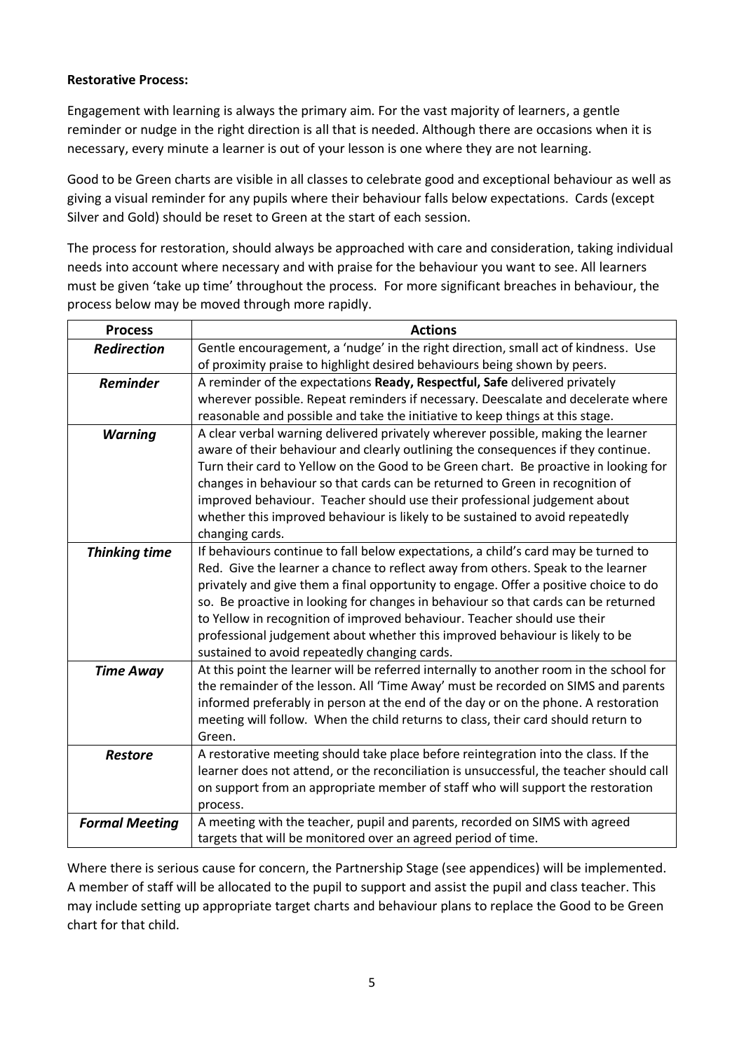**Restorative Process:**

Engagement with learning is always the primary aim. For the vast majority of learners, a gentle reminder or nudge in the right direction is all that is needed. Although there are occasions when it is necessary, every minute a learner is out of your lesson is one where they are not learning.

Good to be Green charts are visible in all classes to celebrate good and exceptional behaviour as well as giving a visual reminder for any pupils where their behaviour falls below expectations. Cards (except Silver and Gold) should be reset to Green at the start of each session.

The process for restoration, should always be approached with care and consideration, taking individual needs into account where necessary and with praise for the behaviour you want to see. All learners must be given 'take up time' throughout the process. For more significant breaches in behaviour, the process below may be moved through more rapidly.

| Process | Actions |
|---|---|
| ***Redirection*** | Gentle encouragement, a 'nudge' in the right direction, small act of kindness. Use of proximity praise to highlight desired behaviours being shown by peers. |
| ***Reminder*** | A reminder of the expectations **Ready, Respectful, Safe** delivered privately wherever possible. Repeat reminders if necessary. Deescalate and decelerate where reasonable and possible and take the initiative to keep things at this stage. |
| ***Warning*** | A clear verbal warning delivered privately wherever possible, making the learner aware of their behaviour and clearly outlining the consequences if they continue. Turn their card to Yellow on the Good to be Green chart. Be proactive in looking for changes in behaviour so that cards can be returned to Green in recognition of improved behaviour. Teacher should use their professional judgement about whether this improved behaviour is likely to be sustained to avoid repeatedly changing cards. |
| ***Thinking time*** | If behaviours continue to fall below expectations, a child's card may be turned to Red. Give the learner a chance to reflect away from others. Speak to the learner privately and give them a final opportunity to engage. Offer a positive choice to do so. Be proactive in looking for changes in behaviour so that cards can be returned to Yellow in recognition of improved behaviour. Teacher should use their professional judgement about whether this improved behaviour is likely to be sustained to avoid repeatedly changing cards. |
| ***Time Away*** | At this point the learner will be referred internally to another room in the school for the remainder of the lesson. All 'Time Away' must be recorded on SIMS and parents informed preferably in person at the end of the day or on the phone. A restoration meeting will follow. When the child returns to class, their card should return to Green. |
| ***Restore*** | A restorative meeting should take place before reintegration into the class. If the learner does not attend, or the reconciliation is unsuccessful, the teacher should call on support from an appropriate member of staff who will support the restoration process. |
| ***Formal Meeting*** | A meeting with the teacher, pupil and parents, recorded on SIMS with agreed targets that will be monitored over an agreed period of time. |

Where there is serious cause for concern, the Partnership Stage (see appendices) will be implemented. A member of staff will be allocated to the pupil to support and assist the pupil and class teacher. This may include setting up appropriate target charts and behaviour plans to replace the Good to be Green chart for that child.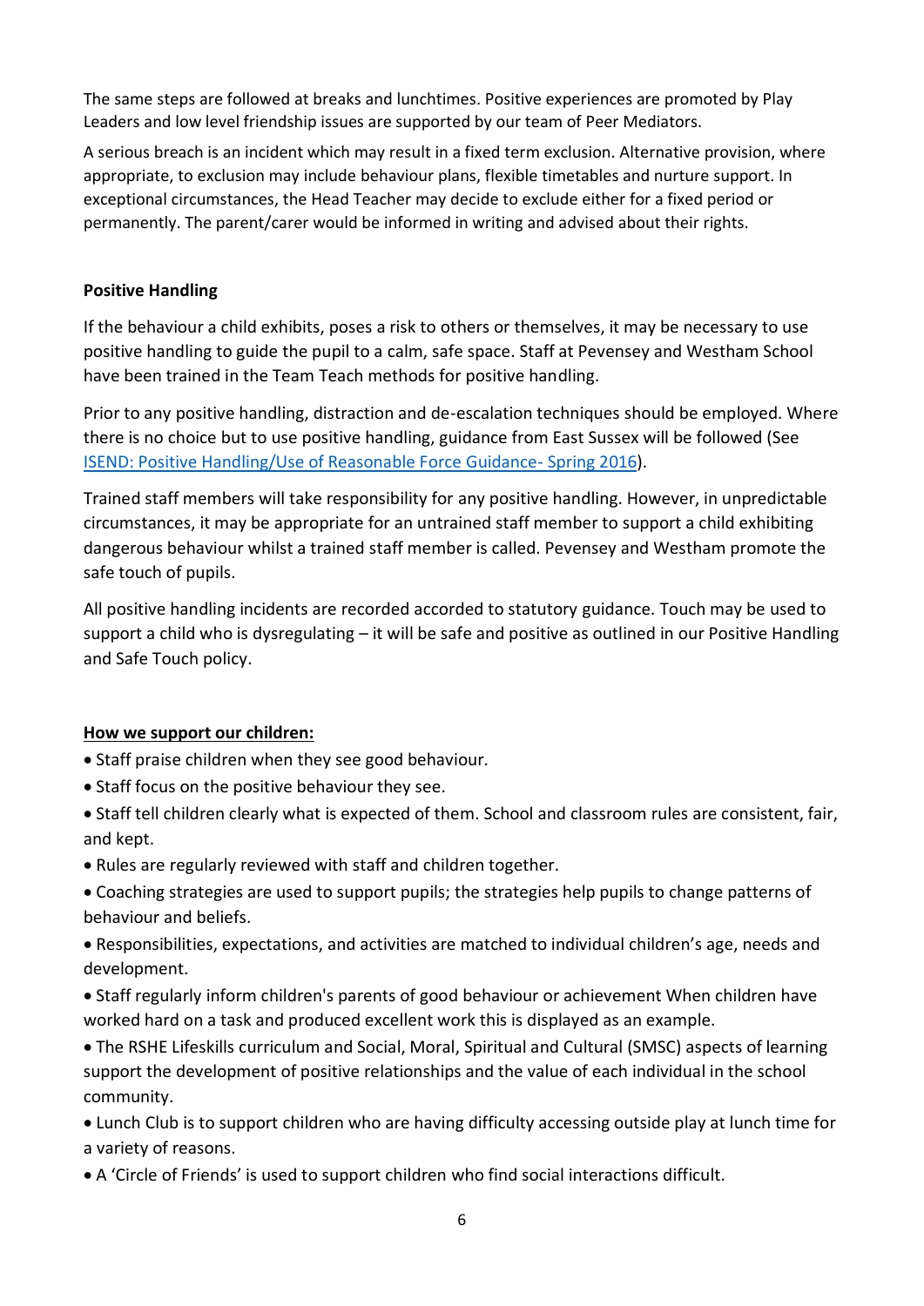The same steps are followed at breaks and lunchtimes. Positive experiences are promoted by Play Leaders and low level friendship issues are supported by our team of Peer Mediators.

A serious breach is an incident which may result in a fixed term exclusion. Alternative provision, where appropriate, to exclusion may include behaviour plans, flexible timetables and nurture support. In exceptional circumstances, the Head Teacher may decide to exclude either for a fixed period or permanently. The parent/carer would be informed in writing and advised about their rights.

**Positive Handling**

If the behaviour a child exhibits, poses a risk to others or themselves, it may be necessary to use positive handling to guide the pupil to a calm, safe space. Staff at Pevensey and Westham School have been trained in the Team Teach methods for positive handling.

Prior to any positive handling, distraction and de-escalation techniques should be employed. Where there is no choice but to use positive handling, guidance from East Sussex will be followed (See ISEND: Positive Handling/Use of Reasonable Force Guidance- Spring 2016).

Trained staff members will take responsibility for any positive handling. However, in unpredictable circumstances, it may be appropriate for an untrained staff member to support a child exhibiting dangerous behaviour whilst a trained staff member is called. Pevensey and Westham promote the safe touch of pupils.

All positive handling incidents are recorded accorded to statutory guidance. Touch may be used to support a child who is dysregulating – it will be safe and positive as outlined in our Positive Handling and Safe Touch policy.

**How we support our children:**

- Staff praise children when they see good behaviour.
- Staff focus on the positive behaviour they see.
- Staff tell children clearly what is expected of them. School and classroom rules are consistent, fair, and kept.
- Rules are regularly reviewed with staff and children together.
- Coaching strategies are used to support pupils; the strategies help pupils to change patterns of behaviour and beliefs.
- Responsibilities, expectations, and activities are matched to individual children's age, needs and development.
- Staff regularly inform children's parents of good behaviour or achievement When children have worked hard on a task and produced excellent work this is displayed as an example.
- The RSHE Lifeskills curriculum and Social, Moral, Spiritual and Cultural (SMSC) aspects of learning support the development of positive relationships and the value of each individual in the school community.
- Lunch Club is to support children who are having difficulty accessing outside play at lunch time for a variety of reasons.
- A 'Circle of Friends' is used to support children who find social interactions difficult.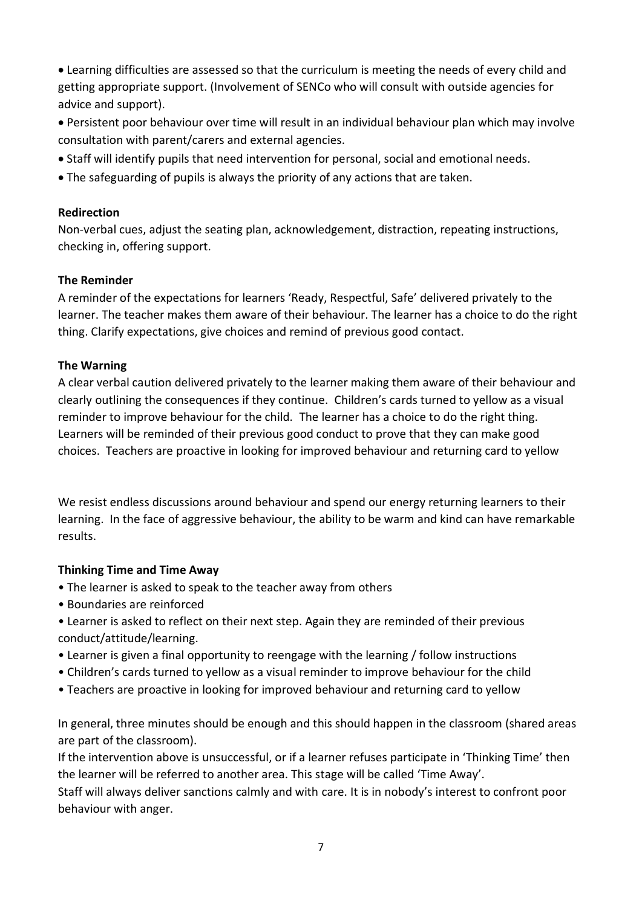- Learning difficulties are assessed so that the curriculum is meeting the needs of every child and getting appropriate support. (Involvement of SENCo who will consult with outside agencies for advice and support).
- Persistent poor behaviour over time will result in an individual behaviour plan which may involve consultation with parent/carers and external agencies.
- Staff will identify pupils that need intervention for personal, social and emotional needs.
- The safeguarding of pupils is always the priority of any actions that are taken.

**Redirection**

Non-verbal cues, adjust the seating plan, acknowledgement, distraction, repeating instructions, checking in, offering support.

**The Reminder**

A reminder of the expectations for learners 'Ready, Respectful, Safe' delivered privately to the learner. The teacher makes them aware of their behaviour. The learner has a choice to do the right thing. Clarify expectations, give choices and remind of previous good contact.

**The Warning**

A clear verbal caution delivered privately to the learner making them aware of their behaviour and clearly outlining the consequences if they continue. Children's cards turned to yellow as a visual reminder to improve behaviour for the child. The learner has a choice to do the right thing. Learners will be reminded of their previous good conduct to prove that they can make good choices. Teachers are proactive in looking for improved behaviour and returning card to yellow

We resist endless discussions around behaviour and spend our energy returning learners to their learning. In the face of aggressive behaviour, the ability to be warm and kind can have remarkable results.

**Thinking Time and Time Away**

- The learner is asked to speak to the teacher away from others
- Boundaries are reinforced
- Learner is asked to reflect on their next step. Again they are reminded of their previous conduct/attitude/learning.
- Learner is given a final opportunity to reengage with the learning / follow instructions
- Children's cards turned to yellow as a visual reminder to improve behaviour for the child
- Teachers are proactive in looking for improved behaviour and returning card to yellow

In general, three minutes should be enough and this should happen in the classroom (shared areas are part of the classroom).

If the intervention above is unsuccessful, or if a learner refuses participate in 'Thinking Time' then the learner will be referred to another area. This stage will be called 'Time Away'.

Staff will always deliver sanctions calmly and with care. It is in nobody's interest to confront poor behaviour with anger.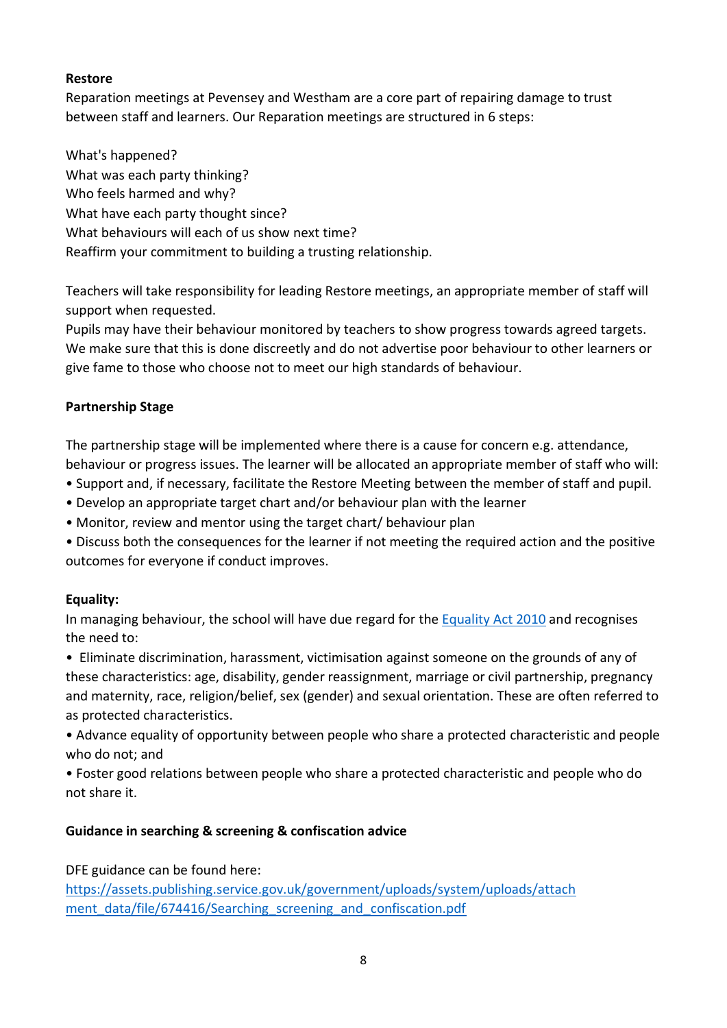**Restore**

Reparation meetings at Pevensey and Westham are a core part of repairing damage to trust between staff and learners. Our Reparation meetings are structured in 6 steps:

What's happened?
What was each party thinking?
Who feels harmed and why?
What have each party thought since?
What behaviours will each of us show next time?
Reaffirm your commitment to building a trusting relationship.

Teachers will take responsibility for leading Restore meetings, an appropriate member of staff will support when requested.
Pupils may have their behaviour monitored by teachers to show progress towards agreed targets. We make sure that this is done discreetly and do not advertise poor behaviour to other learners or give fame to those who choose not to meet our high standards of behaviour.

**Partnership Stage**

The partnership stage will be implemented where there is a cause for concern e.g. attendance, behaviour or progress issues. The learner will be allocated an appropriate member of staff who will:

- Support and, if necessary, facilitate the Restore Meeting between the member of staff and pupil.
- Develop an appropriate target chart and/or behaviour plan with the learner
- Monitor, review and mentor using the target chart/ behaviour plan
- Discuss both the consequences for the learner if not meeting the required action and the positive outcomes for everyone if conduct improves.

**Equality:**

In managing behaviour, the school will have due regard for the [Equality Act 2010] and recognises the need to:

- Eliminate discrimination, harassment, victimisation against someone on the grounds of any of these characteristics: age, disability, gender reassignment, marriage or civil partnership, pregnancy and maternity, race, religion/belief, sex (gender) and sexual orientation. These are often referred to as protected characteristics.
- Advance equality of opportunity between people who share a protected characteristic and people who do not; and
- Foster good relations between people who share a protected characteristic and people who do not share it.

**Guidance in searching & screening & confiscation advice**

DFE guidance can be found here:
https://assets.publishing.service.gov.uk/government/uploads/system/uploads/attachment_data/file/674416/Searching_screening_and_confiscation.pdf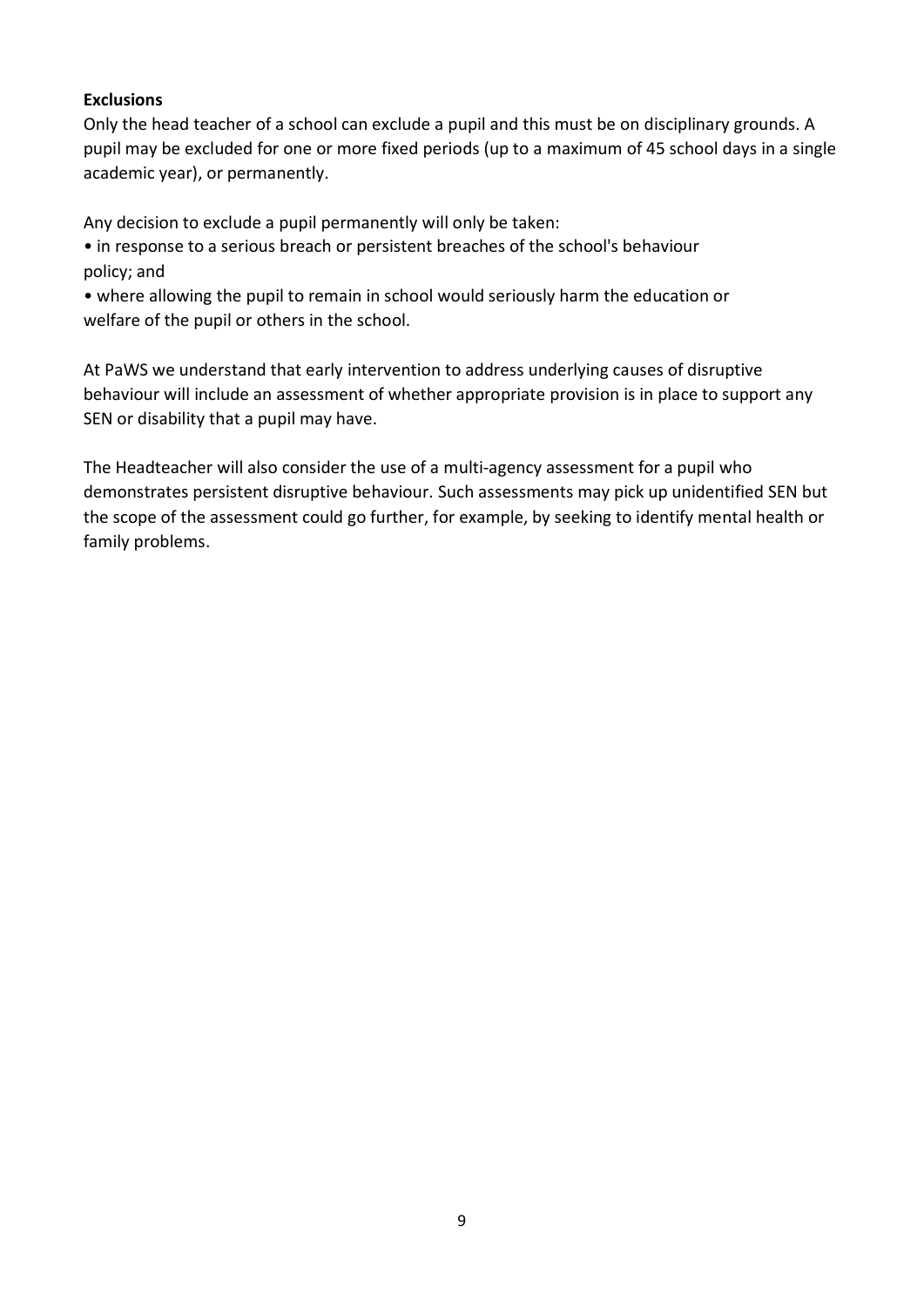**Exclusions**

Only the head teacher of a school can exclude a pupil and this must be on disciplinary grounds. A pupil may be excluded for one or more fixed periods (up to a maximum of 45 school days in a single academic year), or permanently.

Any decision to exclude a pupil permanently will only be taken:

- in response to a serious breach or persistent breaches of the school's behaviour policy; and
- where allowing the pupil to remain in school would seriously harm the education or welfare of the pupil or others in the school.

At PaWS we understand that early intervention to address underlying causes of disruptive behaviour will include an assessment of whether appropriate provision is in place to support any SEN or disability that a pupil may have.

The Headteacher will also consider the use of a multi-agency assessment for a pupil who demonstrates persistent disruptive behaviour. Such assessments may pick up unidentified SEN but the scope of the assessment could go further, for example, by seeking to identify mental health or family problems.